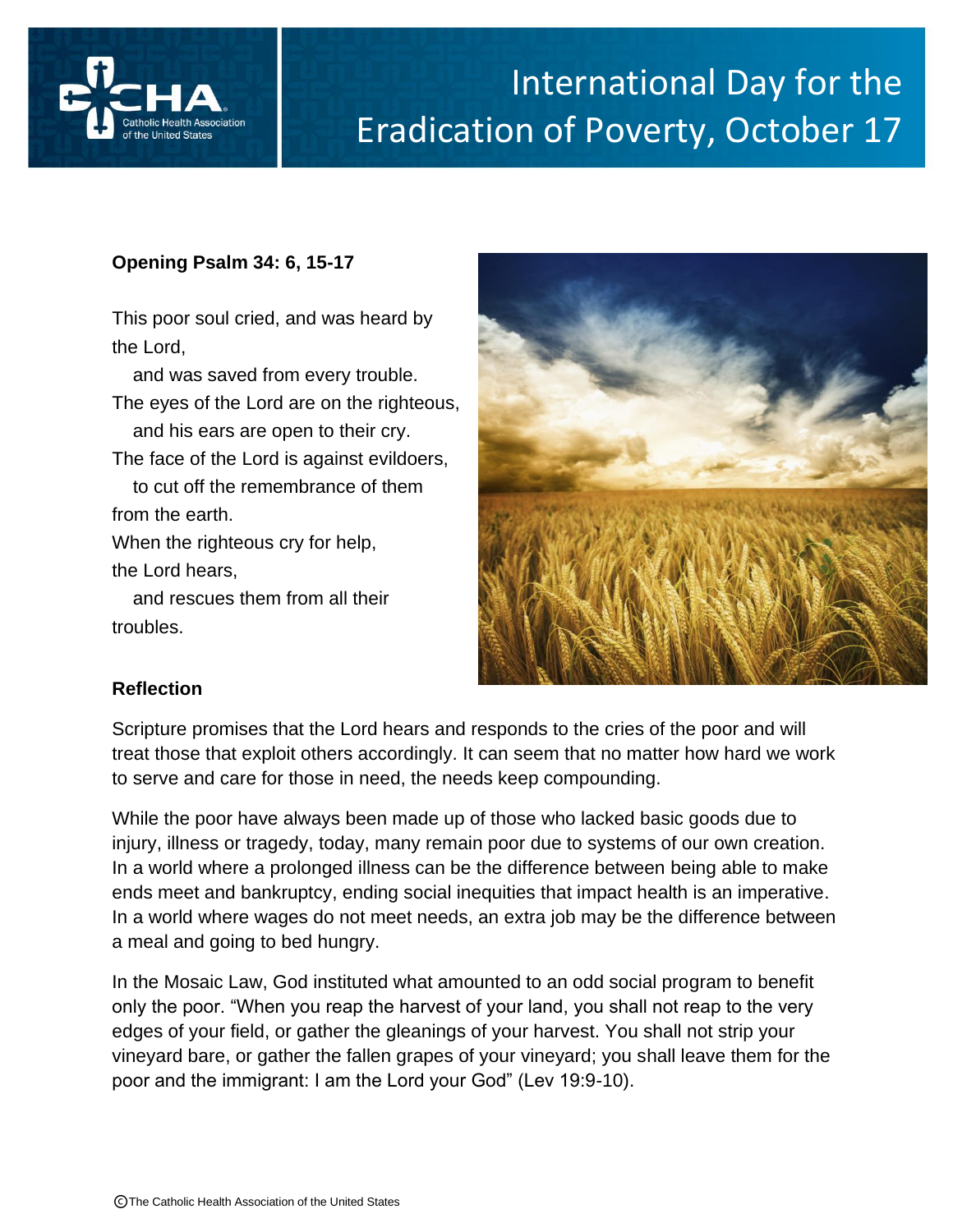# International Day for the Eradication of Poverty, October 17

**Opening Psalm 34: 6, 15-17**

This poor soul cried, and was heard by the Lord,
and was saved from every trouble.
The eyes of the Lord are on the righteous,
and his ears are open to their cry.
The face of the Lord is against evildoers,
to cut off the remembrance of them from the earth.
When the righteous cry for help, the Lord hears,
and rescues them from all their troubles.

**Reflection**

Scripture promises that the Lord hears and responds to the cries of the poor and will treat those that exploit others accordingly. It can seem that no matter how hard we work to serve and care for those in need, the needs keep compounding.

While the poor have always been made up of those who lacked basic goods due to injury, illness or tragedy, today, many remain poor due to systems of our own creation. In a world where a prolonged illness can be the difference between being able to make ends meet and bankruptcy, ending social inequities that impact health is an imperative. In a world where wages do not meet needs, an extra job may be the difference between a meal and going to bed hungry.

In the Mosaic Law, God instituted what amounted to an odd social program to benefit only the poor. "When you reap the harvest of your land, you shall not reap to the very edges of your field, or gather the gleanings of your harvest. You shall not strip your vineyard bare, or gather the fallen grapes of your vineyard; you shall leave them for the poor and the immigrant: I am the Lord your God" (Lev 19:9-10).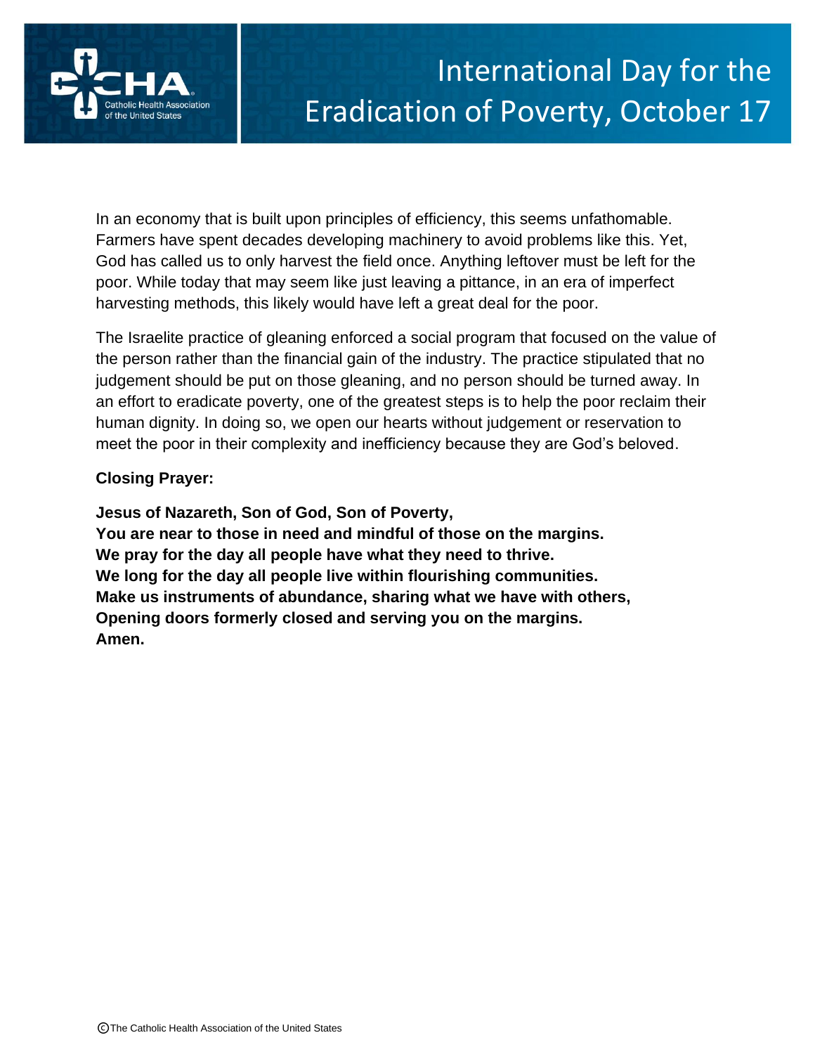In an economy that is built upon principles of efficiency, this seems unfathomable. Farmers have spent decades developing machinery to avoid problems like this. Yet, God has called us to only harvest the field once. Anything leftover must be left for the poor. While today that may seem like just leaving a pittance, in an era of imperfect harvesting methods, this likely would have left a great deal for the poor.

The Israelite practice of gleaning enforced a social program that focused on the value of the person rather than the financial gain of the industry. The practice stipulated that no judgement should be put on those gleaning, and no person should be turned away. In an effort to eradicate poverty, one of the greatest steps is to help the poor reclaim their human dignity. In doing so, we open our hearts without judgement or reservation to meet the poor in their complexity and inefficiency because they are God's beloved.

**Closing Prayer:**

**Jesus of Nazareth, Son of God, Son of Poverty,**
**You are near to those in need and mindful of those on the margins.**
**We pray for the day all people have what they need to thrive.**
**We long for the day all people live within flourishing communities.**
**Make us instruments of abundance, sharing what we have with others,**
**Opening doors formerly closed and serving you on the margins.**
**Amen.**